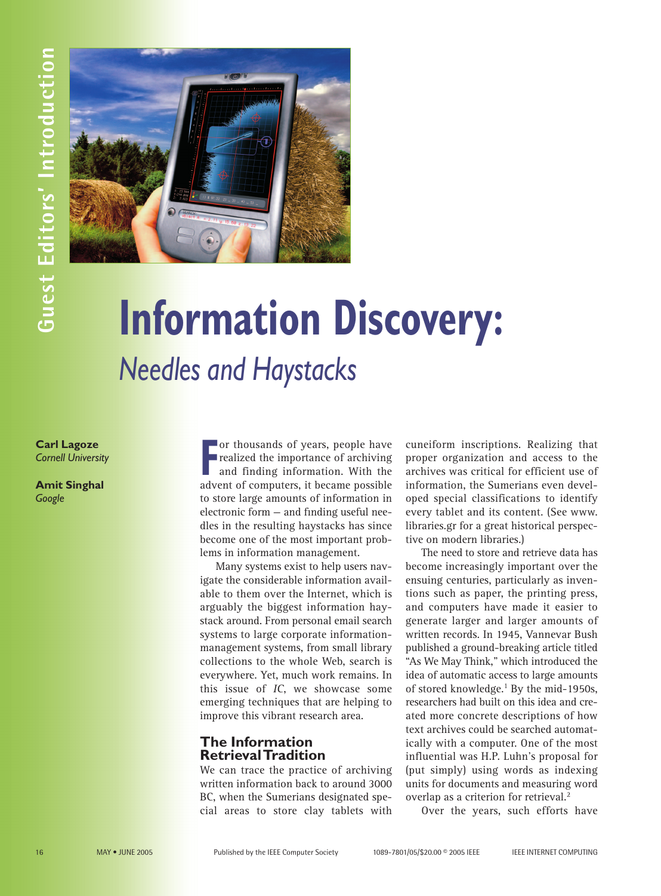Guest Editors' Introduction

# Information Discovery: *Needles and Haystacks*

**Carl Lagoze**
*Cornell University*

**Amit Singhal**
*Google*

For thousands of years, people have realized the importance of archiving and finding information. With the advent of computers, it became possible to store large amounts of information in electronic form — and finding useful needles in the resulting haystacks has since become one of the most important problems in information management.

Many systems exist to help users navigate the considerable information available to them over the Internet, which is arguably the biggest information haystack around. From personal email search systems to large corporate information-management systems, from small library collections to the whole Web, search is everywhere. Yet, much work remains. In this issue of *IC*, we showcase some emerging techniques that are helping to improve this vibrant research area.

## The Information Retrieval Tradition

We can trace the practice of archiving written information back to around 3000 BC, when the Sumerians designated special areas to store clay tablets with cuneiform inscriptions. Realizing that proper organization and access to the archives was critical for efficient use of information, the Sumerians even developed special classifications to identify every tablet and its content. (See www.libraries.gr for a great historical perspective on modern libraries.)

The need to store and retrieve data has become increasingly important over the ensuing centuries, particularly as inventions such as paper, the printing press, and computers have made it easier to generate larger and larger amounts of written records. In 1945, Vannevar Bush published a ground-breaking article titled "As We May Think," which introduced the idea of automatic access to large amounts of stored knowledge.[1] By the mid-1950s, researchers had built on this idea and created more concrete descriptions of how text archives could be searched automatically with a computer. One of the most influential was H.P. Luhn's proposal for (put simply) using words as indexing units for documents and measuring word overlap as a criterion for retrieval.[2]

Over the years, such efforts have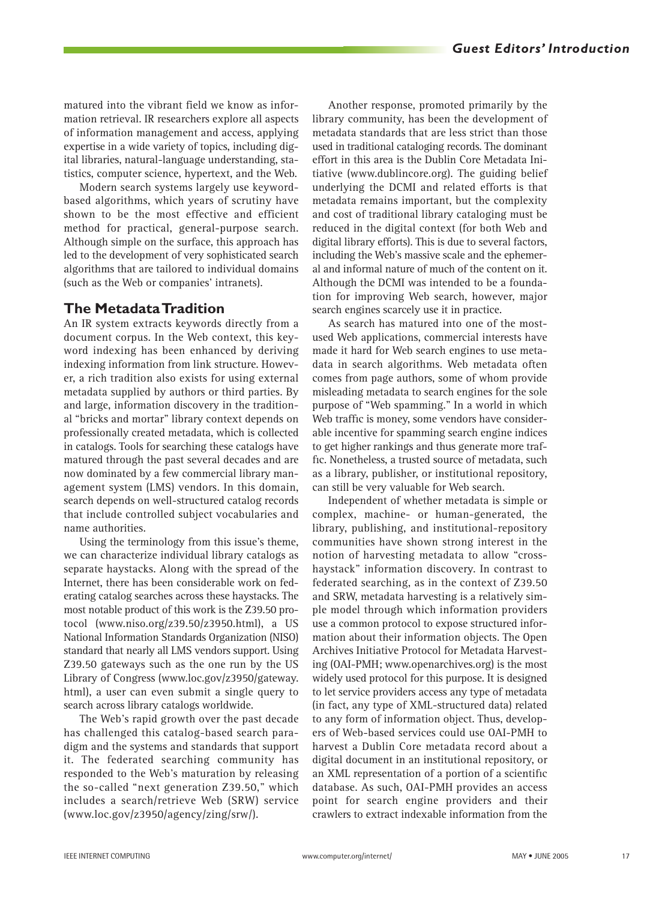matured into the vibrant field we know as information retrieval. IR researchers explore all aspects of information management and access, applying expertise in a wide variety of topics, including digital libraries, natural-language understanding, statistics, computer science, hypertext, and the Web.

Modern search systems largely use keyword-based algorithms, which years of scrutiny have shown to be the most effective and efficient method for practical, general-purpose search. Although simple on the surface, this approach has led to the development of very sophisticated search algorithms that are tailored to individual domains (such as the Web or companies' intranets).

## The Metadata Tradition

An IR system extracts keywords directly from a document corpus. In the Web context, this keyword indexing has been enhanced by deriving indexing information from link structure. However, a rich tradition also exists for using external metadata supplied by authors or third parties. By and large, information discovery in the traditional "bricks and mortar" library context depends on professionally created metadata, which is collected in catalogs. Tools for searching these catalogs have matured through the past several decades and are now dominated by a few commercial library management system (LMS) vendors. In this domain, search depends on well-structured catalog records that include controlled subject vocabularies and name authorities.

Using the terminology from this issue's theme, we can characterize individual library catalogs as separate haystacks. Along with the spread of the Internet, there has been considerable work on federating catalog searches across these haystacks. The most notable product of this work is the Z39.50 protocol (www.niso.org/z39.50/z3950.html), a US National Information Standards Organization (NISO) standard that nearly all LMS vendors support. Using Z39.50 gateways such as the one run by the US Library of Congress (www.loc.gov/z3950/gateway.html), a user can even submit a single query to search across library catalogs worldwide.

The Web's rapid growth over the past decade has challenged this catalog-based search paradigm and the systems and standards that support it. The federated searching community has responded to the Web's maturation by releasing the so-called "next generation Z39.50," which includes a search/retrieve Web (SRW) service (www.loc.gov/z3950/agency/zing/srw/).

Another response, promoted primarily by the library community, has been the development of metadata standards that are less strict than those used in traditional cataloging records. The dominant effort in this area is the Dublin Core Metadata Initiative (www.dublincore.org). The guiding belief underlying the DCMI and related efforts is that metadata remains important, but the complexity and cost of traditional library cataloging must be reduced in the digital context (for both Web and digital library efforts). This is due to several factors, including the Web's massive scale and the ephemeral and informal nature of much of the content on it. Although the DCMI was intended to be a foundation for improving Web search, however, major search engines scarcely use it in practice.

As search has matured into one of the most-used Web applications, commercial interests have made it hard for Web search engines to use metadata in search algorithms. Web metadata often comes from page authors, some of whom provide misleading metadata to search engines for the sole purpose of "Web spamming." In a world in which Web traffic is money, some vendors have considerable incentive for spamming search engine indices to get higher rankings and thus generate more traffic. Nonetheless, a trusted source of metadata, such as a library, publisher, or institutional repository, can still be very valuable for Web search.

Independent of whether metadata is simple or complex, machine- or human-generated, the library, publishing, and institutional-repository communities have shown strong interest in the notion of harvesting metadata to allow "cross-haystack" information discovery. In contrast to federated searching, as in the context of Z39.50 and SRW, metadata harvesting is a relatively simple model through which information providers use a common protocol to expose structured information about their information objects. The Open Archives Initiative Protocol for Metadata Harvesting (OAI-PMH; www.openarchives.org) is the most widely used protocol for this purpose. It is designed to let service providers access any type of metadata (in fact, any type of XML-structured data) related to any form of information object. Thus, developers of Web-based services could use OAI-PMH to harvest a Dublin Core metadata record about a digital document in an institutional repository, or an XML representation of a portion of a scientific database. As such, OAI-PMH provides an access point for search engine providers and their crawlers to extract indexable information from the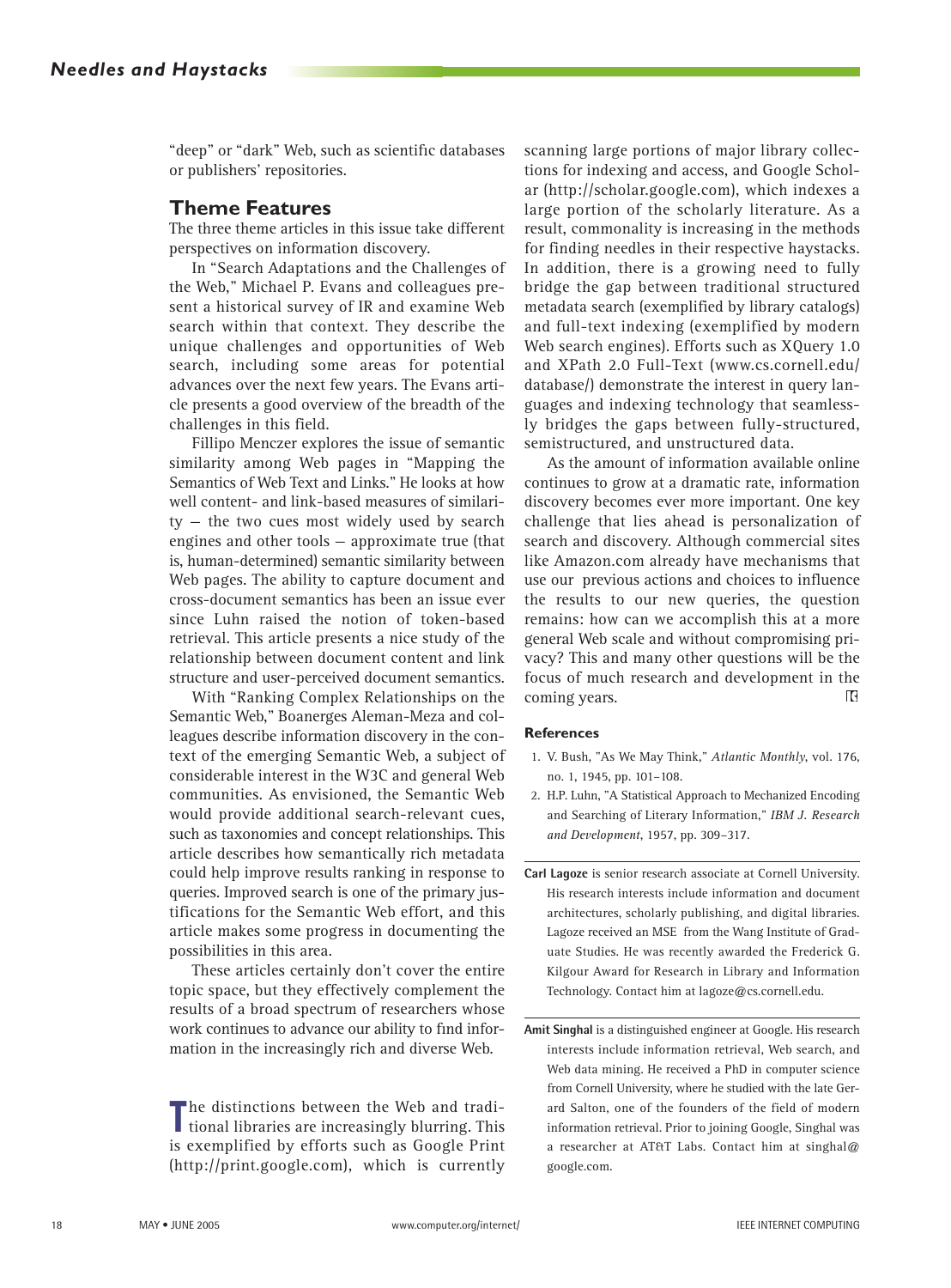"deep" or "dark" Web, such as scientific databases or publishers' repositories.

## Theme Features

The three theme articles in this issue take different perspectives on information discovery.

In "Search Adaptations and the Challenges of the Web," Michael P. Evans and colleagues present a historical survey of IR and examine Web search within that context. They describe the unique challenges and opportunities of Web search, including some areas for potential advances over the next few years. The Evans article presents a good overview of the breadth of the challenges in this field.

Fillipo Menczer explores the issue of semantic similarity among Web pages in "Mapping the Semantics of Web Text and Links." He looks at how well content- and link-based measures of similarity — the two cues most widely used by search engines and other tools — approximate true (that is, human-determined) semantic similarity between Web pages. The ability to capture document and cross-document semantics has been an issue ever since Luhn raised the notion of token-based retrieval. This article presents a nice study of the relationship between document content and link structure and user-perceived document semantics.

With "Ranking Complex Relationships on the Semantic Web," Boanerges Aleman-Meza and colleagues describe information discovery in the context of the emerging Semantic Web, a subject of considerable interest in the W3C and general Web communities. As envisioned, the Semantic Web would provide additional search-relevant cues, such as taxonomies and concept relationships. This article describes how semantically rich metadata could help improve results ranking in response to queries. Improved search is one of the primary justifications for the Semantic Web effort, and this article makes some progress in documenting the possibilities in this area.

These articles certainly don't cover the entire topic space, but they effectively complement the results of a broad spectrum of researchers whose work continues to advance our ability to find information in the increasingly rich and diverse Web.

The distinctions between the Web and traditional libraries are increasingly blurring. This is exemplified by efforts such as Google Print (http://print.google.com), which is currently scanning large portions of major library collections for indexing and access, and Google Scholar (http://scholar.google.com), which indexes a large portion of the scholarly literature. As a result, commonality is increasing in the methods for finding needles in their respective haystacks. In addition, there is a growing need to fully bridge the gap between traditional structured metadata search (exemplified by library catalogs) and full-text indexing (exemplified by modern Web search engines). Efforts such as XQuery 1.0 and XPath 2.0 Full-Text (www.cs.cornell.edu/database/) demonstrate the interest in query languages and indexing technology that seamlessly bridges the gaps between fully-structured, semistructured, and unstructured data.

As the amount of information available online continues to grow at a dramatic rate, information discovery becomes ever more important. One key challenge that lies ahead is personalization of search and discovery. Although commercial sites like Amazon.com already have mechanisms that use our previous actions and choices to influence the results to our new queries, the question remains: how can we accomplish this at a more general Web scale and without compromising privacy? This and many other questions will be the focus of much research and development in the coming years.

### References

1. V. Bush, "As We May Think," *Atlantic Monthly*, vol. 176, no. 1, 1945, pp. 101–108.
2. H.P. Luhn, "A Statistical Approach to Mechanized Encoding and Searching of Literary Information," *IBM J. Research and Development*, 1957, pp. 309–317.

**Carl Lagoze** is senior research associate at Cornell University. His research interests include information and document architectures, scholarly publishing, and digital libraries. Lagoze received an MSE from the Wang Institute of Graduate Studies. He was recently awarded the Frederick G. Kilgour Award for Research in Library and Information Technology. Contact him at lagoze@cs.cornell.edu.

**Amit Singhal** is a distinguished engineer at Google. His research interests include information retrieval, Web search, and Web data mining. He received a PhD in computer science from Cornell University, where he studied with the late Gerard Salton, one of the founders of the field of modern information retrieval. Prior to joining Google, Singhal was a researcher at AT&T Labs. Contact him at singhal@google.com.